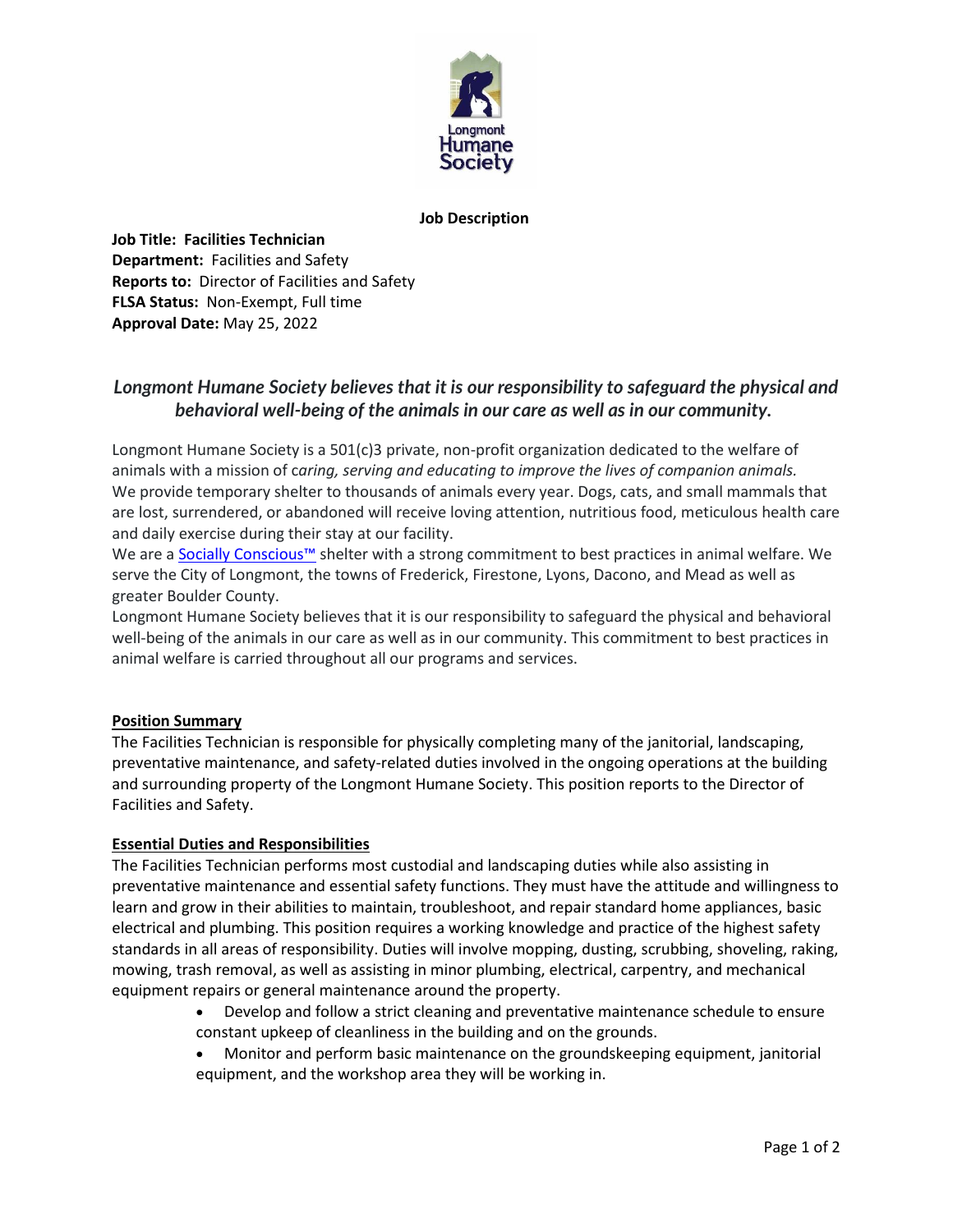**Job Description**

**Job Title: Facilities Technician**
**Department:** Facilities and Safety
**Reports to:** Director of Facilities and Safety
**FLSA Status:** Non-Exempt, Full time
**Approval Date:** May 25, 2022

## *Longmont Humane Society believes that it is our responsibility to safeguard the physical and behavioral well-being of the animals in our care as well as in our community.*

Longmont Humane Society is a 501(c)3 private, non-profit organization dedicated to the welfare of animals with a mission of c*aring, serving and educating to improve the lives of companion animals.* We provide temporary shelter to thousands of animals every year. Dogs, cats, and small mammals that are lost, surrendered, or abandoned will receive loving attention, nutritious food, meticulous health care and daily exercise during their stay at our facility.
We are a Socially Conscious™ shelter with a strong commitment to best practices in animal welfare. We serve the City of Longmont, the towns of Frederick, Firestone, Lyons, Dacono, and Mead as well as greater Boulder County.
Longmont Humane Society believes that it is our responsibility to safeguard the physical and behavioral well-being of the animals in our care as well as in our community. This commitment to best practices in animal welfare is carried throughout all our programs and services.

### Position Summary

The Facilities Technician is responsible for physically completing many of the janitorial, landscaping, preventative maintenance, and safety-related duties involved in the ongoing operations at the building and surrounding property of the Longmont Humane Society. This position reports to the Director of Facilities and Safety.

### Essential Duties and Responsibilities

The Facilities Technician performs most custodial and landscaping duties while also assisting in preventative maintenance and essential safety functions. They must have the attitude and willingness to learn and grow in their abilities to maintain, troubleshoot, and repair standard home appliances, basic electrical and plumbing. This position requires a working knowledge and practice of the highest safety standards in all areas of responsibility. Duties will involve mopping, dusting, scrubbing, shoveling, raking, mowing, trash removal, as well as assisting in minor plumbing, electrical, carpentry, and mechanical equipment repairs or general maintenance around the property.

- Develop and follow a strict cleaning and preventative maintenance schedule to ensure constant upkeep of cleanliness in the building and on the grounds.
- Monitor and perform basic maintenance on the groundskeeping equipment, janitorial equipment, and the workshop area they will be working in.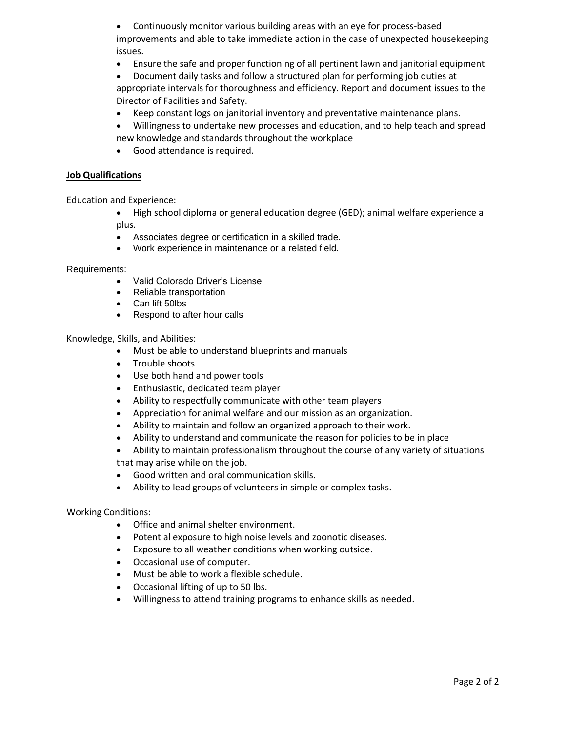- Continuously monitor various building areas with an eye for process-based improvements and able to take immediate action in the case of unexpected housekeeping issues.
- Ensure the safe and proper functioning of all pertinent lawn and janitorial equipment
- Document daily tasks and follow a structured plan for performing job duties at appropriate intervals for thoroughness and efficiency. Report and document issues to the Director of Facilities and Safety.
- Keep constant logs on janitorial inventory and preventative maintenance plans.
- Willingness to undertake new processes and education, and to help teach and spread new knowledge and standards throughout the workplace
- Good attendance is required.

## <u>Job Qualifications</u>

Education and Experience:

- High school diploma or general education degree (GED); animal welfare experience a plus.
- Associates degree or certification in a skilled trade.
- Work experience in maintenance or a related field.

Requirements:

- Valid Colorado Driver's License
- Reliable transportation
- Can lift 50lbs
- Respond to after hour calls

Knowledge, Skills, and Abilities:

- Must be able to understand blueprints and manuals
- Trouble shoots
- Use both hand and power tools
- Enthusiastic, dedicated team player
- Ability to respectfully communicate with other team players
- Appreciation for animal welfare and our mission as an organization.
- Ability to maintain and follow an organized approach to their work.
- Ability to understand and communicate the reason for policies to be in place
- Ability to maintain professionalism throughout the course of any variety of situations that may arise while on the job.
- Good written and oral communication skills.
- Ability to lead groups of volunteers in simple or complex tasks.

Working Conditions:

- Office and animal shelter environment.
- Potential exposure to high noise levels and zoonotic diseases.
- Exposure to all weather conditions when working outside.
- Occasional use of computer.
- Must be able to work a flexible schedule.
- Occasional lifting of up to 50 lbs.
- Willingness to attend training programs to enhance skills as needed.